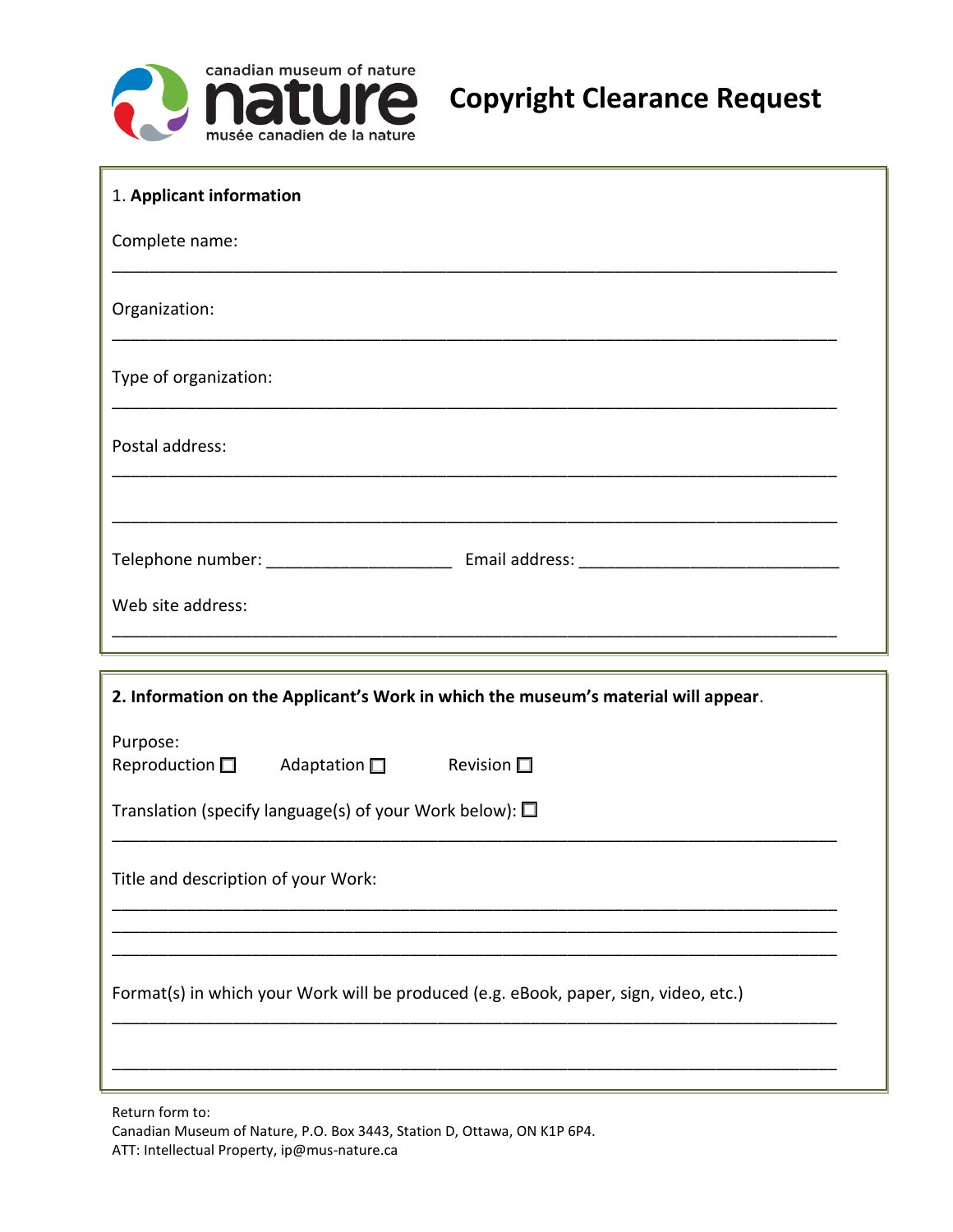canadian museum of nature

nature

musée canadien de la nature

# Copyright Clearance Request

1. **Applicant information**

Complete name:

___________________________________________________________________________

Organization:

___________________________________________________________________________

Type of organization:

___________________________________________________________________________

Postal address:

___________________________________________________________________________

___________________________________________________________________________

Telephone number: ____________________ Email address: ____________________________

Web site address:

___________________________________________________________________________

**2. Information on the Applicant's Work in which the museum's material will appear**.

Purpose:

Reproduction ☐ Adaptation ☐ Revision ☐

Translation (specify language(s) of your Work below): ☐

___________________________________________________________________________

Title and description of your Work:

___________________________________________________________________________

___________________________________________________________________________

___________________________________________________________________________

Format(s) in which your Work will be produced (e.g. eBook, paper, sign, video, etc.)

___________________________________________________________________________

___________________________________________________________________________

Return form to:
Canadian Museum of Nature, P.O. Box 3443, Station D, Ottawa, ON K1P 6P4.
ATT: Intellectual Property, ip@mus-nature.ca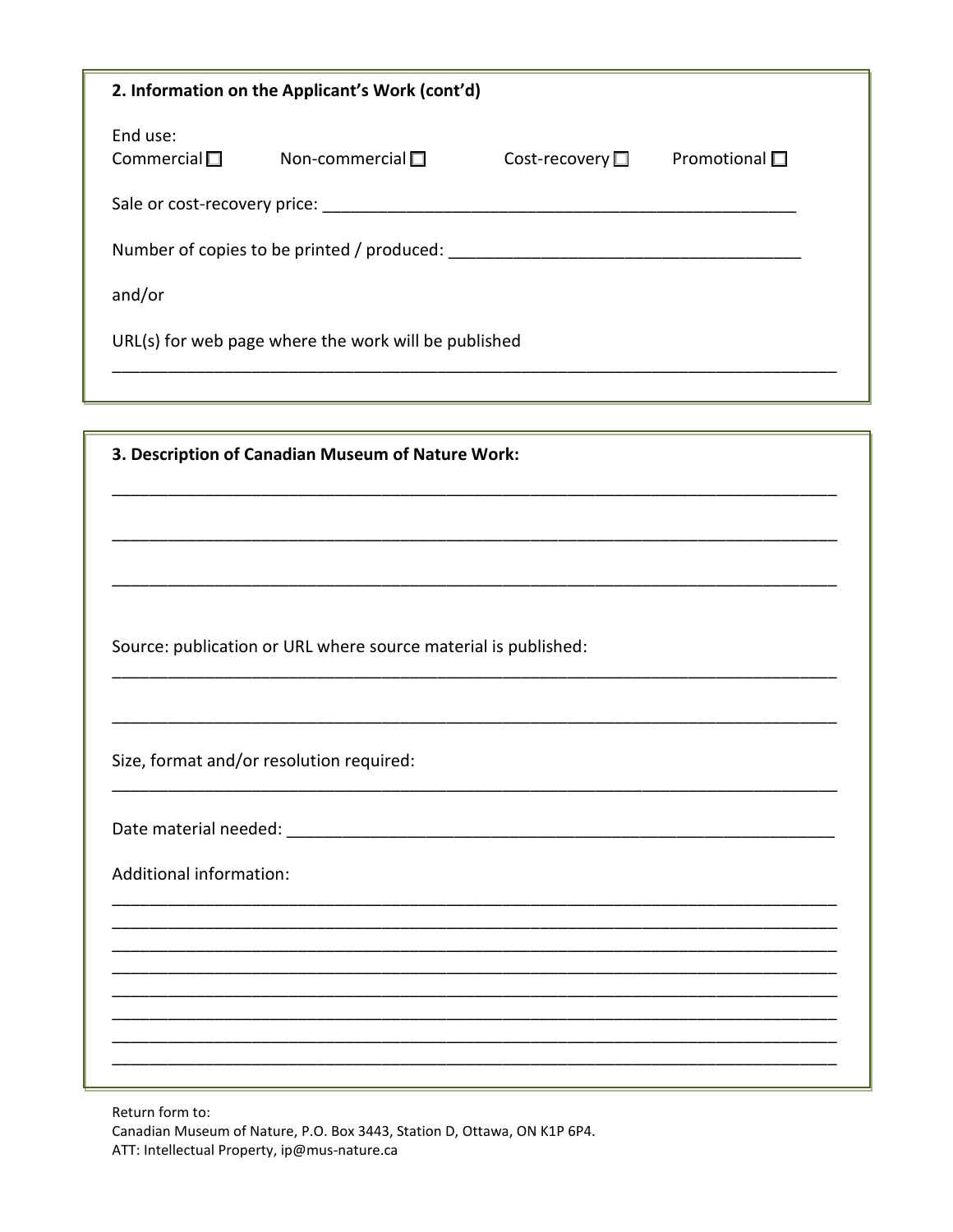## 2. Information on the Applicant's Work (cont'd)

End use:

Commercial ☐ Non-commercial ☐ Cost-recovery ☐ Promotional ☐

Sale or cost-recovery price: ____________________________________________________

Number of copies to be printed / produced: ______________________________________

and/or

URL(s) for web page where the work will be published

_______________________________________________________________________________

## 3. Description of Canadian Museum of Nature Work:

_______________________________________________________________________________

_______________________________________________________________________________

_______________________________________________________________________________

Source: publication or URL where source material is published:

_______________________________________________________________________________

_______________________________________________________________________________

Size, format and/or resolution required:

_______________________________________________________________________________

Date material needed: __________________________________________________________

Additional information:

_______________________________________________________________________________
_______________________________________________________________________________
_______________________________________________________________________________
_______________________________________________________________________________
_______________________________________________________________________________
_______________________________________________________________________________
_______________________________________________________________________________
_______________________________________________________________________________

Return form to:
Canadian Museum of Nature, P.O. Box 3443, Station D, Ottawa, ON K1P 6P4.
ATT: Intellectual Property, ip@mus-nature.ca